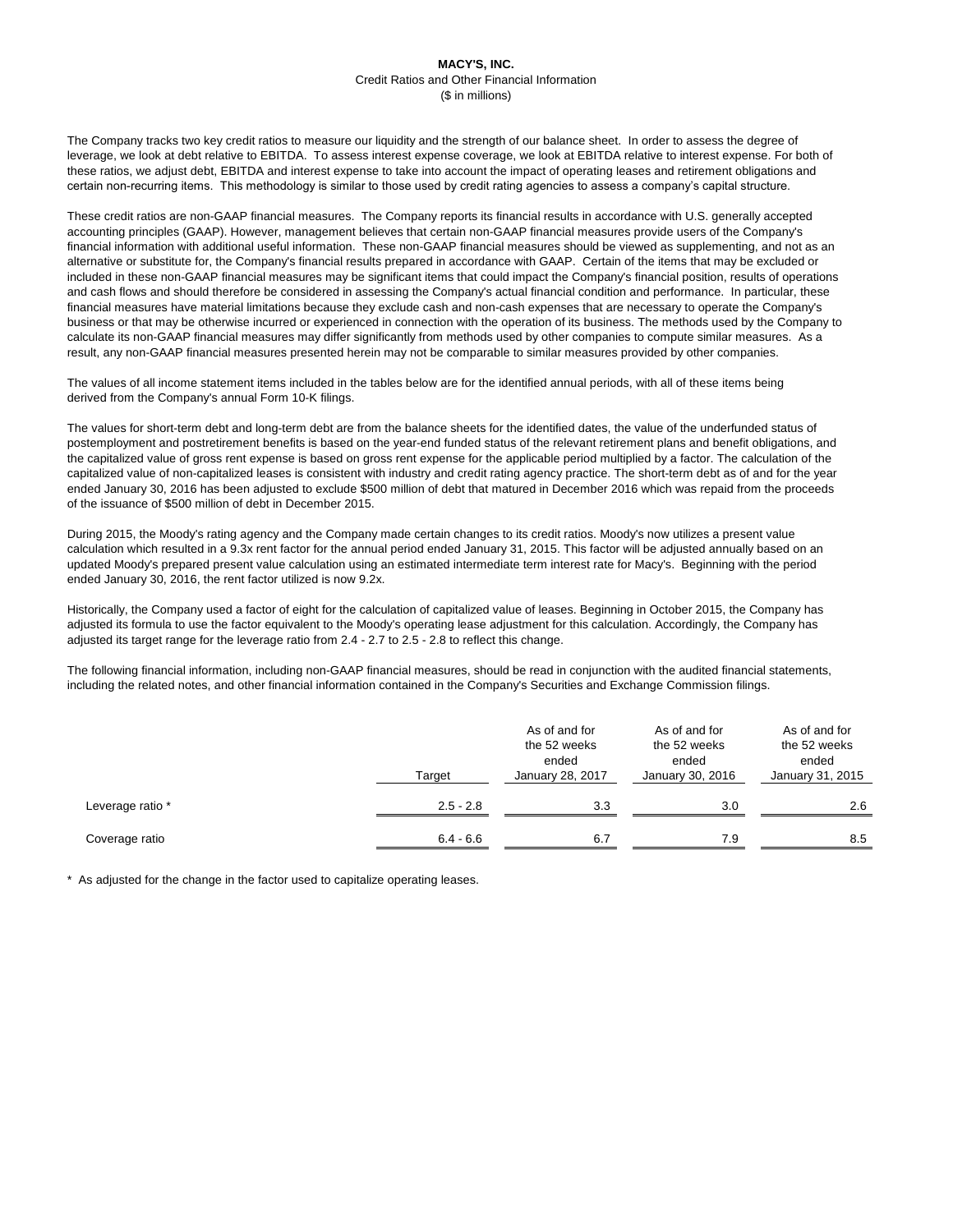# MACY'S, INC.

Credit Ratios and Other Financial Information

($ in millions)

The Company tracks two key credit ratios to measure our liquidity and the strength of our balance sheet. In order to assess the degree of leverage, we look at debt relative to EBITDA. To assess interest expense coverage, we look at EBITDA relative to interest expense. For both of these ratios, we adjust debt, EBITDA and interest expense to take into account the impact of operating leases and retirement obligations and certain non-recurring items. This methodology is similar to those used by credit rating agencies to assess a company's capital structure.

These credit ratios are non-GAAP financial measures. The Company reports its financial results in accordance with U.S. generally accepted accounting principles (GAAP). However, management believes that certain non-GAAP financial measures provide users of the Company's financial information with additional useful information. These non-GAAP financial measures should be viewed as supplementing, and not as an alternative or substitute for, the Company's financial results prepared in accordance with GAAP. Certain of the items that may be excluded or included in these non-GAAP financial measures may be significant items that could impact the Company's financial position, results of operations and cash flows and should therefore be considered in assessing the Company's actual financial condition and performance. In particular, these financial measures have material limitations because they exclude cash and non-cash expenses that are necessary to operate the Company's business or that may be otherwise incurred or experienced in connection with the operation of its business. The methods used by the Company to calculate its non-GAAP financial measures may differ significantly from methods used by other companies to compute similar measures. As a result, any non-GAAP financial measures presented herein may not be comparable to similar measures provided by other companies.

The values of all income statement items included in the tables below are for the identified annual periods, with all of these items being derived from the Company's annual Form 10-K filings.

The values for short-term debt and long-term debt are from the balance sheets for the identified dates, the value of the underfunded status of postemployment and postretirement benefits is based on the year-end funded status of the relevant retirement plans and benefit obligations, and the capitalized value of gross rent expense is based on gross rent expense for the applicable period multiplied by a factor. The calculation of the capitalized value of non-capitalized leases is consistent with industry and credit rating agency practice. The short-term debt as of and for the year ended January 30, 2016 has been adjusted to exclude $500 million of debt that matured in December 2016 which was repaid from the proceeds of the issuance of $500 million of debt in December 2015.

During 2015, the Moody's rating agency and the Company made certain changes to its credit ratios. Moody's now utilizes a present value calculation which resulted in a 9.3x rent factor for the annual period ended January 31, 2015. This factor will be adjusted annually based on an updated Moody's prepared present value calculation using an estimated intermediate term interest rate for Macy's. Beginning with the period ended January 30, 2016, the rent factor utilized is now 9.2x.

Historically, the Company used a factor of eight for the calculation of capitalized value of leases. Beginning in October 2015, the Company has adjusted its formula to use the factor equivalent to the Moody's operating lease adjustment for this calculation. Accordingly, the Company has adjusted its target range for the leverage ratio from 2.4 - 2.7 to 2.5 - 2.8 to reflect this change.

The following financial information, including non-GAAP financial measures, should be read in conjunction with the audited financial statements, including the related notes, and other financial information contained in the Company's Securities and Exchange Commission filings.

| | Target | As of and for the 52 weeks ended January 28, 2017 | As of and for the 52 weeks ended January 30, 2016 | As of and for the 52 weeks ended January 31, 2015 |
|---|---|---|---|---|
| Leverage ratio * | 2.5 - 2.8 | 3.3 | 3.0 | 2.6 |
| Coverage ratio | 6.4 - 6.6 | 6.7 | 7.9 | 8.5 |

* As adjusted for the change in the factor used to capitalize operating leases.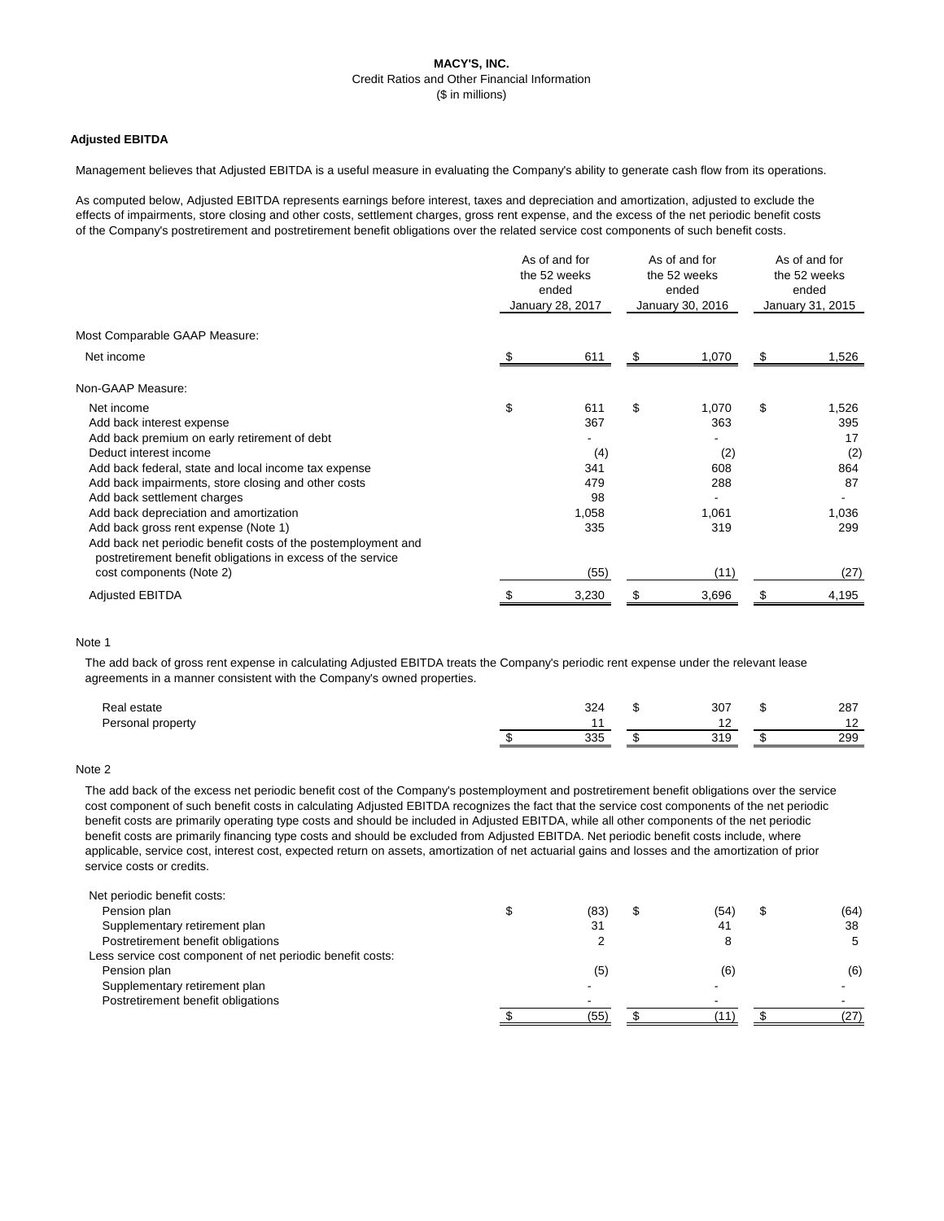**MACY'S, INC.**
Credit Ratios and Other Financial Information
($ in millions)

**Adjusted EBITDA**

Management believes that Adjusted EBITDA is a useful measure in evaluating the Company's ability to generate cash flow from its operations.

As computed below, Adjusted EBITDA represents earnings before interest, taxes and depreciation and amortization, adjusted to exclude the effects of impairments, store closing and other costs, settlement charges, gross rent expense, and the excess of the net periodic benefit costs of the Company's postretirement and postretirement benefit obligations over the related service cost components of such benefit costs.

| | As of and for the 52 weeks ended January 28, 2017 | As of and for the 52 weeks ended January 30, 2016 | As of and for the 52 weeks ended January 31, 2015 |
|---|---|---|---|
| Most Comparable GAAP Measure: | | | |
| Net income | $ 611 | $ 1,070 | $ 1,526 |
| Non-GAAP Measure: | | | |
| Net income | $ 611 | $ 1,070 | $ 1,526 |
| Add back interest expense | 367 | 363 | 395 |
| Add back premium on early retirement of debt | - | - | 17 |
| Deduct interest income | (4) | (2) | (2) |
| Add back federal, state and local income tax expense | 341 | 608 | 864 |
| Add back impairments, store closing and other costs | 479 | 288 | 87 |
| Add back settlement charges | 98 | - | - |
| Add back depreciation and amortization | 1,058 | 1,061 | 1,036 |
| Add back gross rent expense (Note 1) | 335 | 319 | 299 |
| Add back net periodic benefit costs of the postemployment and postretirement benefit obligations in excess of the service cost components (Note 2) | (55) | (11) | (27) |
| Adjusted EBITDA | $ 3,230 | $ 3,696 | $ 4,195 |

Note 1

The add back of gross rent expense in calculating Adjusted EBITDA treats the Company's periodic rent expense under the relevant lease agreements in a manner consistent with the Company's owned properties.

| | | | |
|---|---|---|---|
| Real estate | 324 | $ 307 | $ 287 |
| Personal property | 11 | 12 | 12 |
| | $ 335 | $ 319 | $ 299 |

Note 2

The add back of the excess net periodic benefit cost of the Company's postemployment and postretirement benefit obligations over the service cost component of such benefit costs in calculating Adjusted EBITDA recognizes the fact that the service cost components of the net periodic benefit costs are primarily operating type costs and should be included in Adjusted EBITDA, while all other components of the net periodic benefit costs are primarily financing type costs and should be excluded from Adjusted EBITDA. Net periodic benefit costs include, where applicable, service cost, interest cost, expected return on assets, amortization of net actuarial gains and losses and the amortization of prior service costs or credits.

| | | | |
|---|---|---|---|
| Net periodic benefit costs: | | | |
| Pension plan | $ (83) | $ (54) | $ (64) |
| Supplementary retirement plan | 31 | 41 | 38 |
| Postretirement benefit obligations | 2 | 8 | 5 |
| Less service cost component of net periodic benefit costs: | | | |
| Pension plan | (5) | (6) | (6) |
| Supplementary retirement plan | - | - | - |
| Postretirement benefit obligations | - | - | - |
| | $ (55) | $ (11) | $ (27) |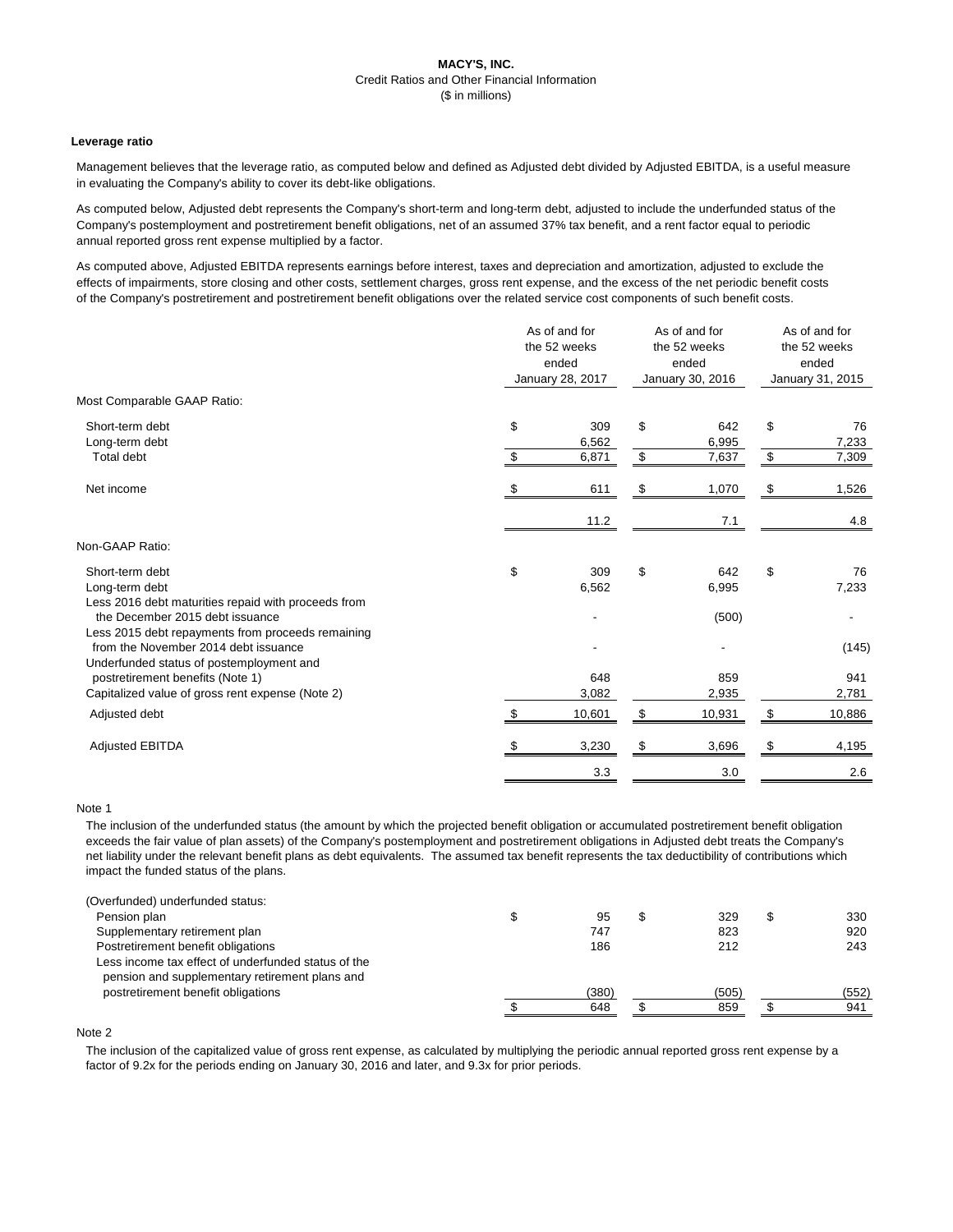**MACY'S, INC.**
Credit Ratios and Other Financial Information
($ in millions)

**Leverage ratio**

Management believes that the leverage ratio, as computed below and defined as Adjusted debt divided by Adjusted EBITDA, is a useful measure in evaluating the Company's ability to cover its debt-like obligations.

As computed below, Adjusted debt represents the Company's short-term and long-term debt, adjusted to include the underfunded status of the Company's postemployment and postretirement benefit obligations, net of an assumed 37% tax benefit, and a rent factor equal to periodic annual reported gross rent expense multiplied by a factor.

As computed above, Adjusted EBITDA represents earnings before interest, taxes and depreciation and amortization, adjusted to exclude the effects of impairments, store closing and other costs, settlement charges, gross rent expense, and the excess of the net periodic benefit costs of the Company's postretirement and postretirement benefit obligations over the related service cost components of such benefit costs.

| | As of and for the 52 weeks ended January 28, 2017 | As of and for the 52 weeks ended January 30, 2016 | As of and for the 52 weeks ended January 31, 2015 |
|---|---|---|---|
| Most Comparable GAAP Ratio: | | | |
| Short-term debt | $ 309 | $ 642 | $ 76 |
| Long-term debt | 6,562 | 6,995 | 7,233 |
| Total debt | $ 6,871 | $ 7,637 | $ 7,309 |
| Net income | $ 611 | $ 1,070 | $ 1,526 |
| | 11.2 | 7.1 | 4.8 |
| Non-GAAP Ratio: | | | |
| Short-term debt | $ 309 | $ 642 | $ 76 |
| Long-term debt | 6,562 | 6,995 | 7,233 |
| Less 2016 debt maturities repaid with proceeds from the December 2015 debt issuance | - | (500) | - |
| Less 2015 debt repayments from proceeds remaining from the November 2014 debt issuance | - | - | (145) |
| Underfunded status of postemployment and postretirement benefits (Note 1) | 648 | 859 | 941 |
| Capitalized value of gross rent expense (Note 2) | 3,082 | 2,935 | 2,781 |
| Adjusted debt | $ 10,601 | $ 10,931 | $ 10,886 |
| Adjusted EBITDA | $ 3,230 | $ 3,696 | $ 4,195 |
| | 3.3 | 3.0 | 2.6 |

Note 1

The inclusion of the underfunded status (the amount by which the projected benefit obligation or accumulated postretirement benefit obligation exceeds the fair value of plan assets) of the Company's postemployment and postretirement obligations in Adjusted debt treats the Company's net liability under the relevant benefit plans as debt equivalents. The assumed tax benefit represents the tax deductibility of contributions which impact the funded status of the plans.

| | | | |
|---|---|---|---|
| (Overfunded) underfunded status: | | | |
| Pension plan | $ 95 | $ 329 | $ 330 |
| Supplementary retirement plan | 747 | 823 | 920 |
| Postretirement benefit obligations | 186 | 212 | 243 |
| Less income tax effect of underfunded status of the pension and supplementary retirement plans and postretirement benefit obligations | (380) | (505) | (552) |
| | $ 648 | $ 859 | $ 941 |

Note 2

The inclusion of the capitalized value of gross rent expense, as calculated by multiplying the periodic annual reported gross rent expense by a factor of 9.2x for the periods ending on January 30, 2016 and later, and 9.3x for prior periods.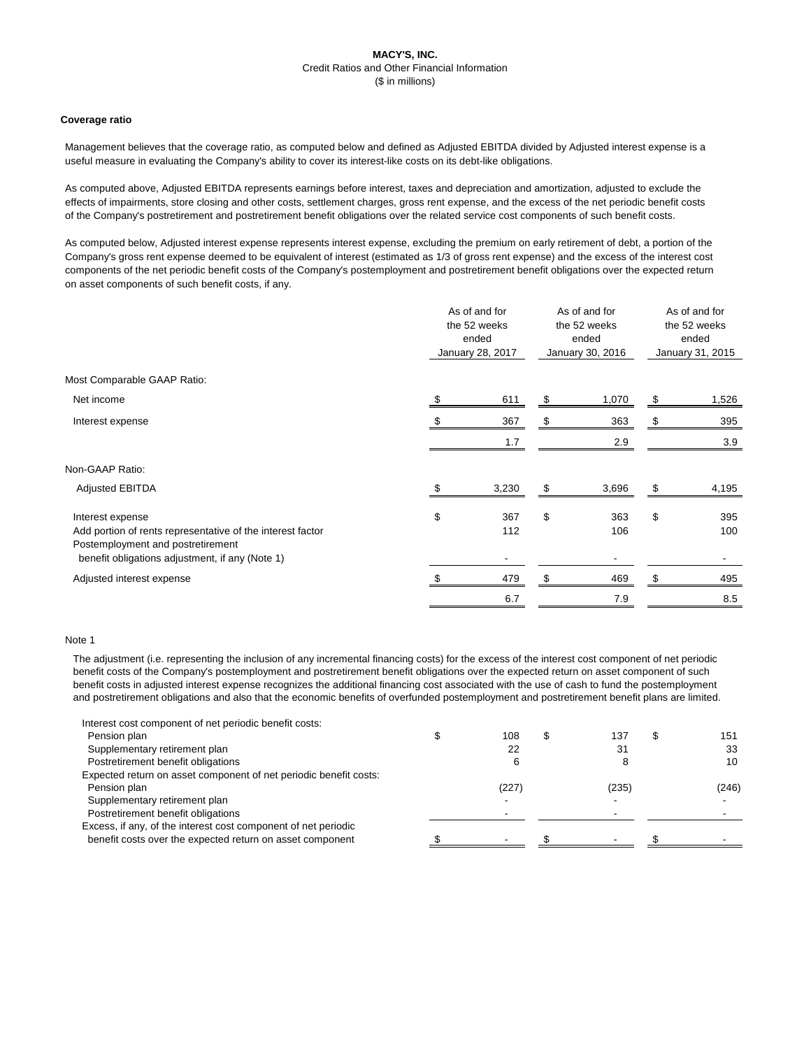**MACY'S, INC.**
Credit Ratios and Other Financial Information
($ in millions)

**Coverage ratio**

Management believes that the coverage ratio, as computed below and defined as Adjusted EBITDA divided by Adjusted interest expense is a useful measure in evaluating the Company's ability to cover its interest-like costs on its debt-like obligations.

As computed above, Adjusted EBITDA represents earnings before interest, taxes and depreciation and amortization, adjusted to exclude the effects of impairments, store closing and other costs, settlement charges, gross rent expense, and the excess of the net periodic benefit costs of the Company's postretirement and postretirement benefit obligations over the related service cost components of such benefit costs.

As computed below, Adjusted interest expense represents interest expense, excluding the premium on early retirement of debt, a portion of the Company's gross rent expense deemed to be equivalent of interest (estimated as 1/3 of gross rent expense) and the excess of the interest cost components of the net periodic benefit costs of the Company's postemployment and postretirement benefit obligations over the expected return on asset components of such benefit costs, if any.

| | As of and for the 52 weeks ended January 28, 2017 | As of and for the 52 weeks ended January 30, 2016 | As of and for the 52 weeks ended January 31, 2015 |
|---|---|---|---|
| Most Comparable GAAP Ratio: | | | |
| Net income | $ 611 | $ 1,070 | $ 1,526 |
| Interest expense | $ 367 | $ 363 | $ 395 |
| | 1.7 | 2.9 | 3.9 |
| Non-GAAP Ratio: | | | |
| Adjusted EBITDA | $ 3,230 | $ 3,696 | $ 4,195 |
| Interest expense | $ 367 | $ 363 | $ 395 |
| Add portion of rents representative of the interest factor | 112 | 106 | 100 |
| Postemployment and postretirement benefit obligations adjustment, if any (Note 1) | - | - | - |
| Adjusted interest expense | $ 479 | $ 469 | $ 495 |
| | 6.7 | 7.9 | 8.5 |

Note 1

The adjustment (i.e. representing the inclusion of any incremental financing costs) for the excess of the interest cost component of net periodic benefit costs of the Company's postemployment and postretirement benefit obligations over the expected return on asset component of such benefit costs in adjusted interest expense recognizes the additional financing cost associated with the use of cash to fund the postemployment and postretirement obligations and also that the economic benefits of overfunded postemployment and postretirement benefit plans are limited.

| | | | |
|---|---|---|---|
| Interest cost component of net periodic benefit costs: | | | |
| Pension plan | $ 108 | $ 137 | $ 151 |
| Supplementary retirement plan | 22 | 31 | 33 |
| Postretirement benefit obligations | 6 | 8 | 10 |
| Expected return on asset component of net periodic benefit costs: | | | |
| Pension plan | (227) | (235) | (246) |
| Supplementary retirement plan | - | - | - |
| Postretirement benefit obligations | - | - | - |
| Excess, if any, of the interest cost component of net periodic benefit costs over the expected return on asset component | $ - | $ - | $ - |